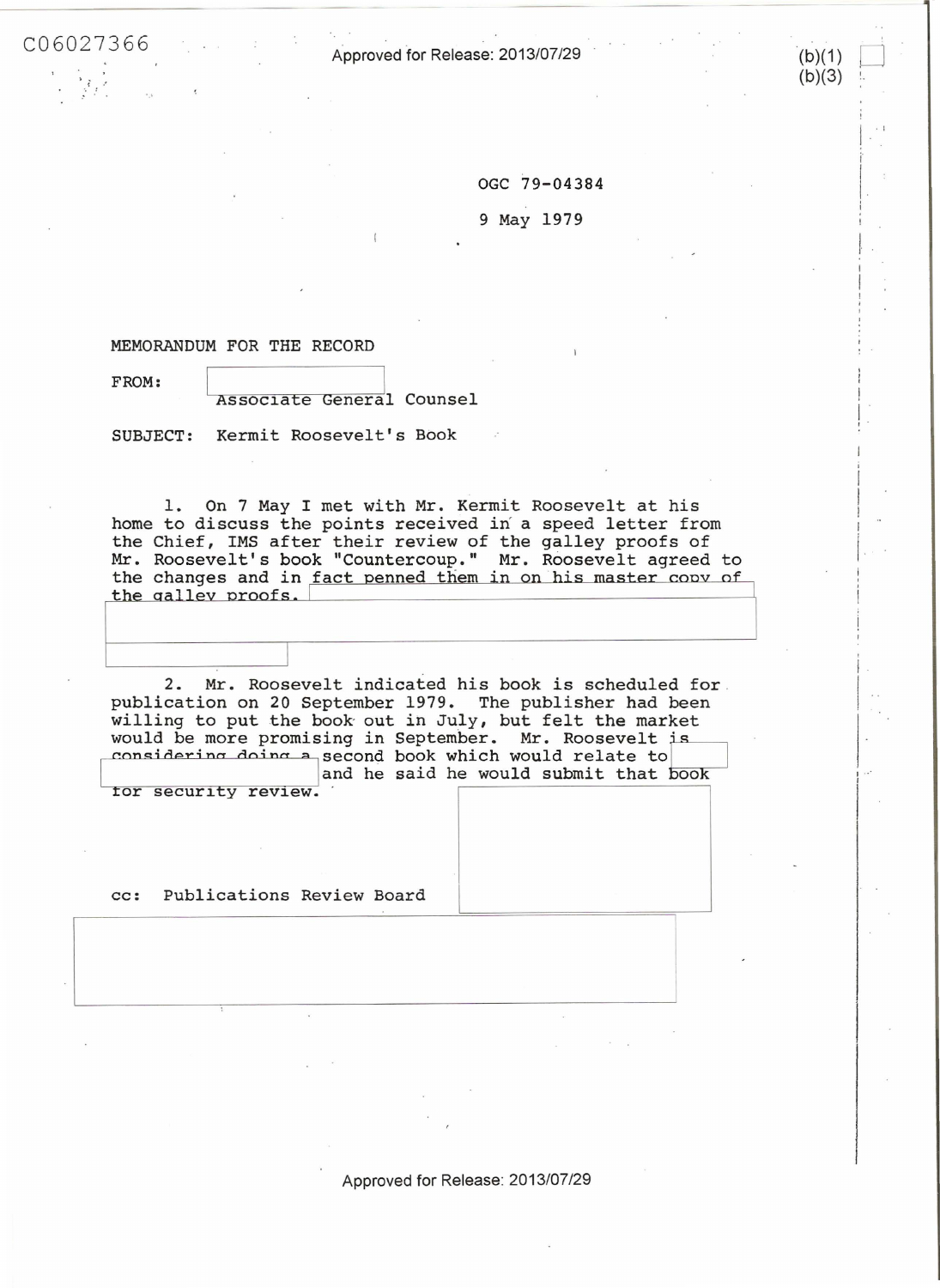C06027366

Approved for Release: 2013/07/29

(b)(1)
(b)(3)

OGC 79-04384

9 May 1979

MEMORANDUM FOR THE RECORD

FROM: Associate General Counsel

SUBJECT: Kermit Roosevelt's Book

1. On 7 May I met with Mr. Kermit Roosevelt at his home to discuss the points received in a speed letter from the Chief, IMS after their review of the galley proofs of Mr. Roosevelt's book "Countercoup." Mr. Roosevelt agreed to the changes and in fact penned them in on his master copy of the galley proofs.

2. Mr. Roosevelt indicated his book is scheduled for publication on 20 September 1979. The publisher had been willing to put the book out in July, but felt the market would be more promising in September. Mr. Roosevelt is considering doing a second book which would relate to and he said he would submit that book for security review.

cc: Publications Review Board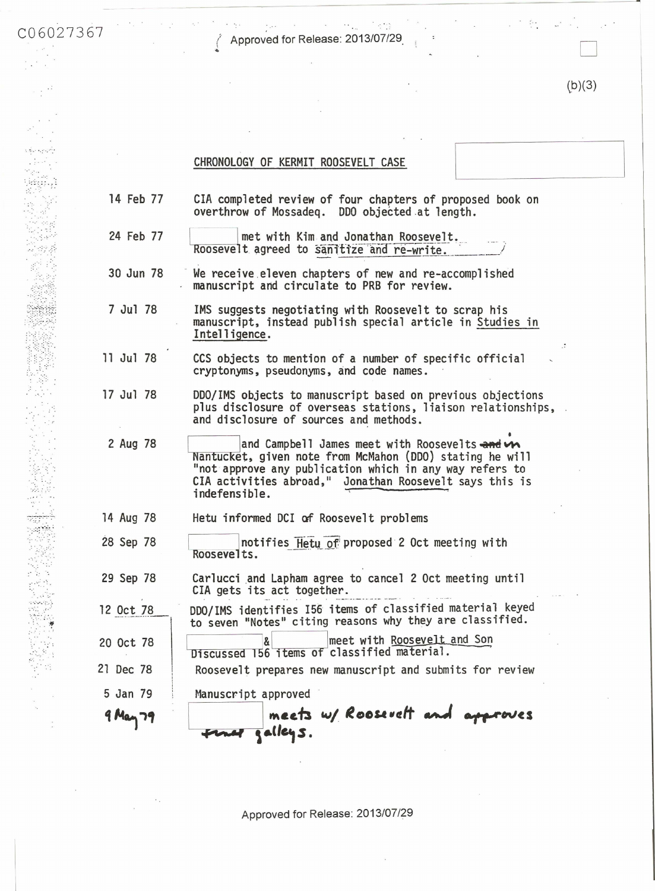C06027367

Approved for Release: 2013/07/29

(b)(3)

## CHRONOLOGY OF KERMIT ROOSEVELT CASE

| | |
|---|---|
| 14 Feb 77 | CIA completed review of four chapters of proposed book on overthrow of Mossadeq. DDO objected at length. |
| 24 Feb 77 | [redacted] met with Kim and Jonathan Roosevelt. Roosevelt agreed to sanitize and re-write. |
| 30 Jun 78 | We receive eleven chapters of new and re-accomplished manuscript and circulate to PRB for review. |
| 7 Jul 78 | IMS suggests negotiating with Roosevelt to scrap his manuscript, instead publish special article in *Studies in Intelligence*. |
| 11 Jul 78 | CCS objects to mention of a number of specific official cryptonyms, pseudonyms, and code names. |
| 17 Jul 78 | DDO/IMS objects to manuscript based on previous objections plus disclosure of overseas stations, liaison relationships, and disclosure of sources and methods. |
| 2 Aug 78 | [redacted] and Campbell James meet with Roosevelts ~~and~~ on Nantucket, given note from McMahon (DDO) stating he will "not approve any publication which in any way refers to CIA activities abroad," Jonathan Roosevelt says this is indefensible. |
| 14 Aug 78 | Hetu informed DCI of Roosevelt problems |
| 28 Sep 78 | [redacted] notifies Hetu of proposed 2 Oct meeting with Roosevelts. |
| 29 Sep 78 | Carlucci and Lapham agree to cancel 2 Oct meeting until CIA gets its act together. |
| 12 Oct 78 | DDO/IMS identifies 156 items of classified material keyed to seven "Notes" citing reasons why they are classified. |
| 20 Oct 78 | [redacted] & [redacted] meet with Roosevelt and Son Discussed 156 items of classified material. |
| 21 Dec 78 | Roosevelt prepares new manuscript and submits for review |
| 5 Jan 79 | Manuscript approved |
| 9 May 79 | [redacted] meets w/ Roosevelt and approves ~~final~~ galleys. |

Approved for Release: 2013/07/29